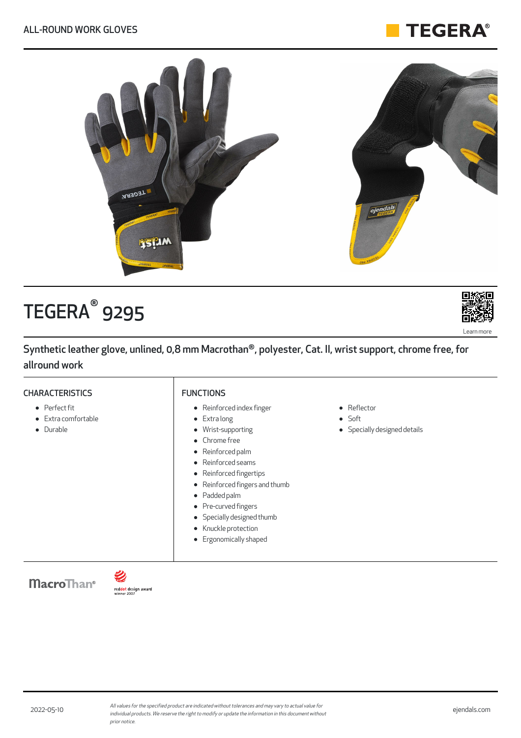ALL-ROUND WORK GLOVES

# TEGERA® 9295

Learn more

## Synthetic leather glove, unlined, 0,8 mm Macrothan®, polyester, Cat. II, wrist support, chrome free, for allround work

### CHARACTERISTICS

- Perfect fit
- Extra comfortable
- Durable

### FUNCTIONS

- Reinforced index finger
- Extra long
- Wrist-supporting
- Chrome free
- Reinforced palm
- Reinforced seams
- Reinforced fingertips
- Reinforced fingers and thumb
- Padded palm
- Pre-curved fingers
- Specially designed thumb
- Knuckle protection
- Ergonomically shaped
- Reflector
- Soft
- Specially designed details

MacroThan®

reddot design award winner 2007

2022-05-10

*All values for the specified product are indicated without tolerances and may vary to actual value for individual products. We reserve the right to modify or update the information in this document without prior notice.*

ejendals.com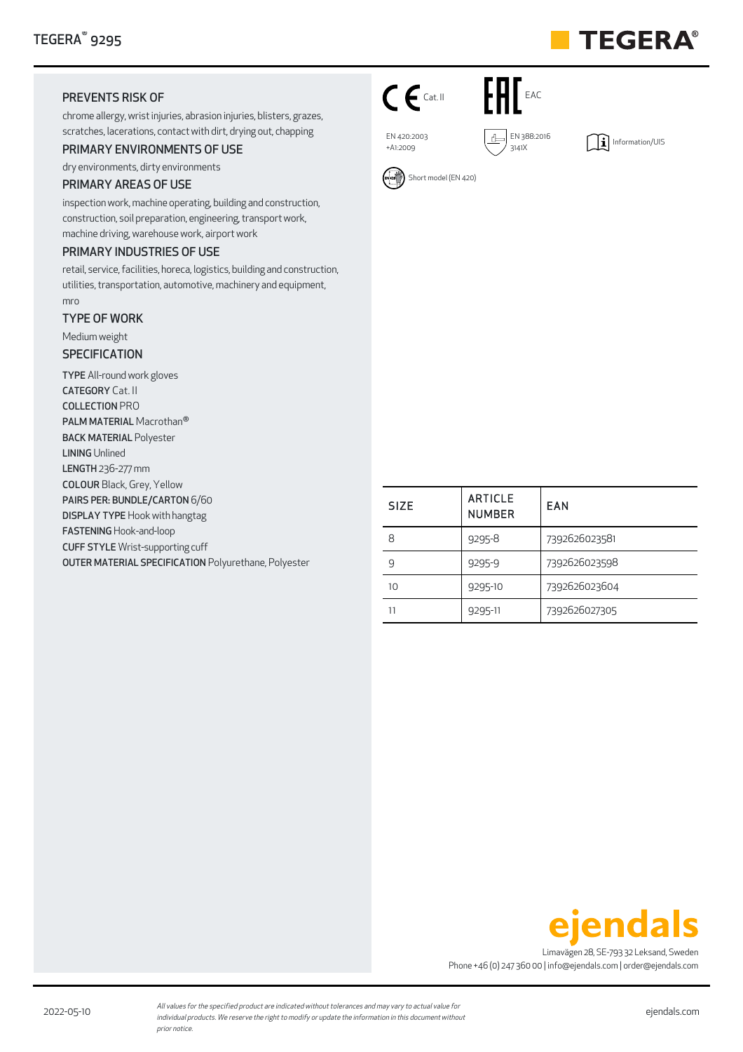## PREVENTS RISK OF

chrome allergy, wrist injuries, abrasion injuries, blisters, grazes, scratches, lacerations, contact with dirt, drying out, chapping

## PRIMARY ENVIRONMENTS OF USE

dry environments, dirty environments

## PRIMARY AREAS OF USE

inspection work, machine operating, building and construction, construction, soil preparation, engineering, transport work, machine driving, warehouse work, airport work

## PRIMARY INDUSTRIES OF USE

retail, service, facilities, horeca, logistics, building and construction, utilities, transportation, automotive, machinery and equipment, mro

## TYPE OF WORK

Medium weight

## SPECIFICATION

**TYPE** All-round work gloves
**CATEGORY** Cat. II
**COLLECTION** PRO
**PALM MATERIAL** Macrothan®
**BACK MATERIAL** Polyester
**LINING** Unlined
**LENGTH** 236-277 mm
**COLOUR** Black, Grey, Yellow
**PAIRS PER: BUNDLE/CARTON** 6/60
**DISPLAY TYPE** Hook with hangtag
**FASTENING** Hook-and-loop
**CUFF STYLE** Wrist-supporting cuff
**OUTER MATERIAL SPECIFICATION** Polyurethane, Polyester

CE Cat. II

EAC

EN 420:2003 +A1:2009

EN 388:2016 3141X

Information/UIS

Short model (EN 420)

| SIZE | ARTICLE NUMBER | EAN |
|---|---|---|
| 8 | 9295-8 | 7392626023581 |
| 9 | 9295-9 | 7392626023598 |
| 10 | 9295-10 | 7392626023604 |
| 11 | 9295-11 | 7392626027305 |

ejendals

Limavägen 28, SE-793 32 Leksand, Sweden
Phone +46 (0) 247 360 00 | info@ejendals.com | order@ejendals.com

2022-05-10

*All values for the specified product are indicated without tolerances and may vary to actual value for individual products. We reserve the right to modify or update the information in this document without prior notice.*

ejendals.com